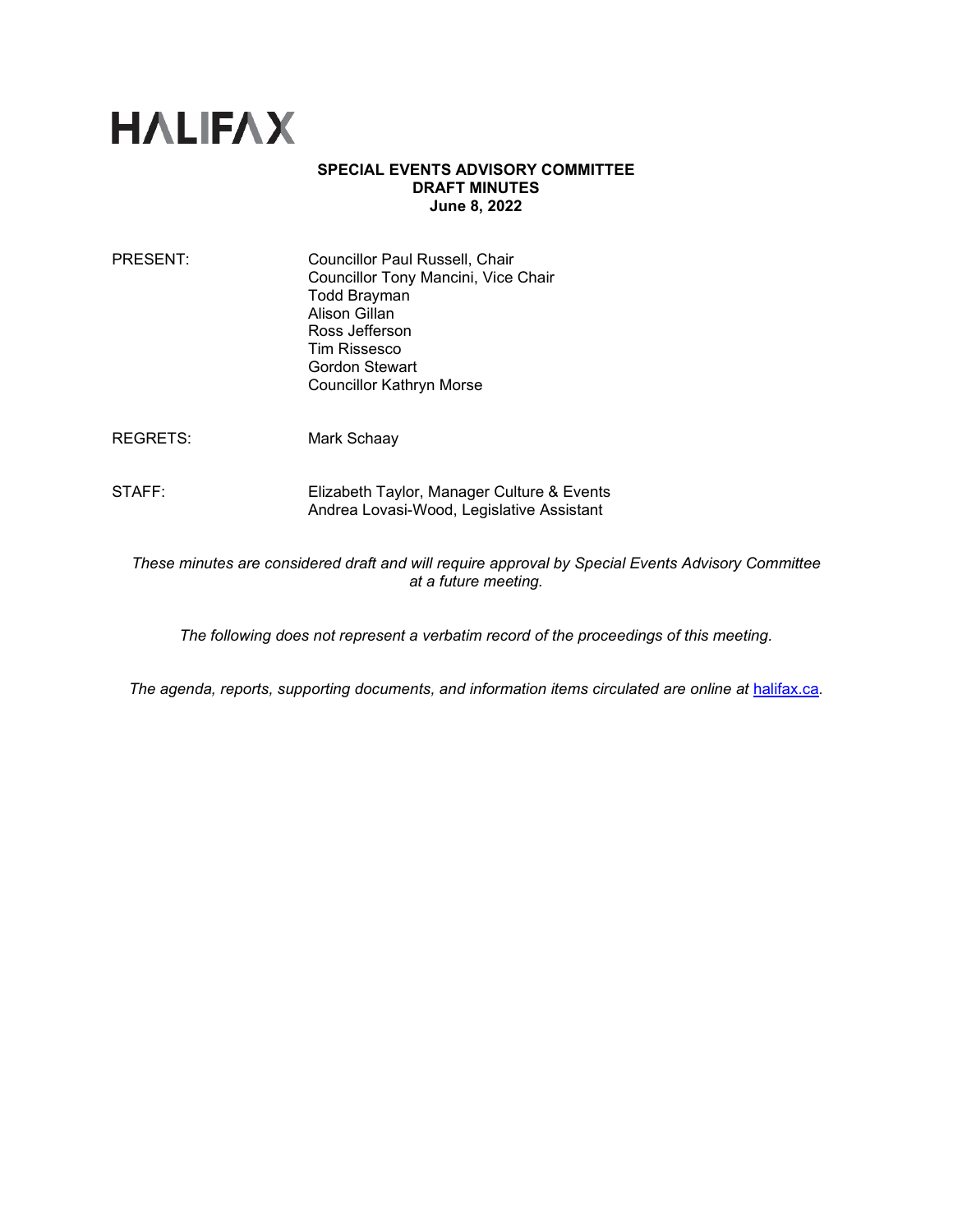# HALIFAX

**SPECIAL EVENTS ADVISORY COMMITTEE**
**DRAFT MINUTES**
**June 8, 2022**

| | |
|---|---|
| PRESENT: | Councillor Paul Russell, Chair<br>Councillor Tony Mancini, Vice Chair<br>Todd Brayman<br>Alison Gillan<br>Ross Jefferson<br>Tim Rissesco<br>Gordon Stewart<br>Councillor Kathryn Morse |
| REGRETS: | Mark Schaay |
| STAFF: | Elizabeth Taylor, Manager Culture & Events<br>Andrea Lovasi-Wood, Legislative Assistant |

*These minutes are considered draft and will require approval by Special Events Advisory Committee at a future meeting.*

*The following does not represent a verbatim record of the proceedings of this meeting.*

*The agenda, reports, supporting documents, and information items circulated are online at [halifax.ca](halifax.ca).*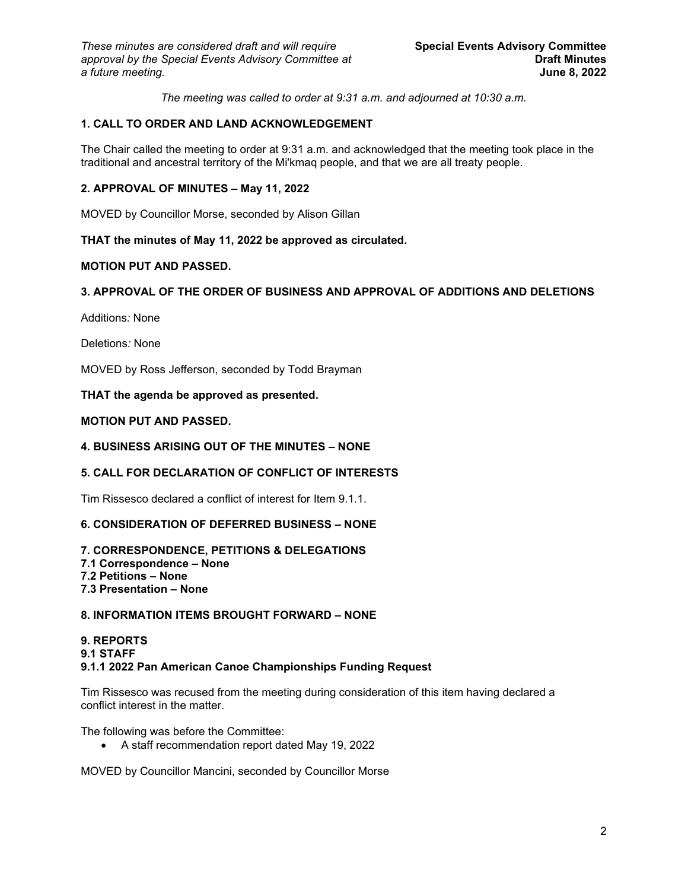*These minutes are considered draft and will require approval by the Special Events Advisory Committee at a future meeting.*

**Special Events Advisory Committee**
**Draft Minutes**
**June 8, 2022**

*The meeting was called to order at 9:31 a.m. and adjourned at 10:30 a.m.*

**1. CALL TO ORDER AND LAND ACKNOWLEDGEMENT**

The Chair called the meeting to order at 9:31 a.m. and acknowledged that the meeting took place in the traditional and ancestral territory of the Mi'kmaq people, and that we are all treaty people.

**2. APPROVAL OF MINUTES – May 11, 2022**

MOVED by Councillor Morse, seconded by Alison Gillan

**THAT the minutes of May 11, 2022 be approved as circulated.**

**MOTION PUT AND PASSED.**

**3. APPROVAL OF THE ORDER OF BUSINESS AND APPROVAL OF ADDITIONS AND DELETIONS**

Additions*:* None

Deletions*:* None

MOVED by Ross Jefferson, seconded by Todd Brayman

**THAT the agenda be approved as presented.**

**MOTION PUT AND PASSED.**

**4. BUSINESS ARISING OUT OF THE MINUTES – NONE**

**5. CALL FOR DECLARATION OF CONFLICT OF INTERESTS**

Tim Rissesco declared a conflict of interest for Item 9.1.1.

**6. CONSIDERATION OF DEFERRED BUSINESS – NONE**

**7. CORRESPONDENCE, PETITIONS & DELEGATIONS**
**7.1 Correspondence – None**
**7.2 Petitions – None**
**7.3 Presentation – None**

**8. INFORMATION ITEMS BROUGHT FORWARD – NONE**

**9. REPORTS**
**9.1 STAFF**
**9.1.1 2022 Pan American Canoe Championships Funding Request**

Tim Rissesco was recused from the meeting during consideration of this item having declared a conflict interest in the matter.

The following was before the Committee:

- A staff recommendation report dated May 19, 2022

MOVED by Councillor Mancini, seconded by Councillor Morse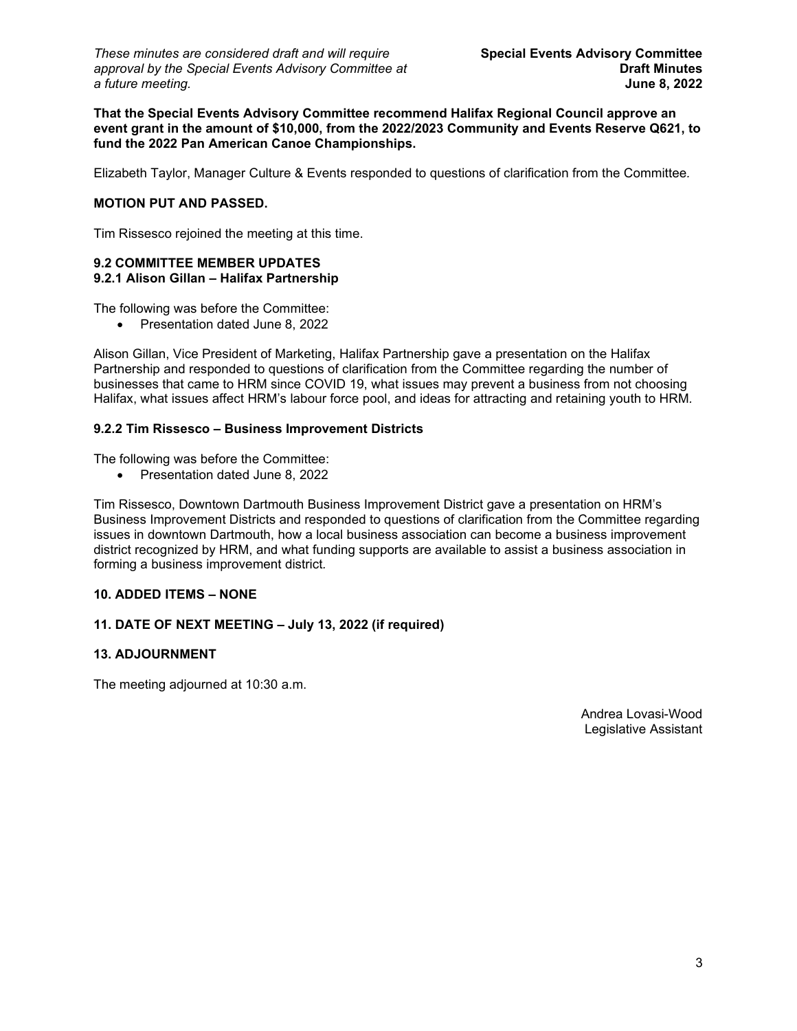**That the Special Events Advisory Committee recommend Halifax Regional Council approve an event grant in the amount of $10,000, from the 2022/2023 Community and Events Reserve Q621, to fund the 2022 Pan American Canoe Championships.**

Elizabeth Taylor, Manager Culture & Events responded to questions of clarification from the Committee.

**MOTION PUT AND PASSED.**

Tim Rissesco rejoined the meeting at this time.

**9.2 COMMITTEE MEMBER UPDATES**
**9.2.1 Alison Gillan – Halifax Partnership**

The following was before the Committee:

- Presentation dated June 8, 2022

Alison Gillan, Vice President of Marketing, Halifax Partnership gave a presentation on the Halifax Partnership and responded to questions of clarification from the Committee regarding the number of businesses that came to HRM since COVID 19, what issues may prevent a business from not choosing Halifax, what issues affect HRM's labour force pool, and ideas for attracting and retaining youth to HRM.

**9.2.2 Tim Rissesco – Business Improvement Districts**

The following was before the Committee:

- Presentation dated June 8, 2022

Tim Rissesco, Downtown Dartmouth Business Improvement District gave a presentation on HRM's Business Improvement Districts and responded to questions of clarification from the Committee regarding issues in downtown Dartmouth, how a local business association can become a business improvement district recognized by HRM, and what funding supports are available to assist a business association in forming a business improvement district.

**10. ADDED ITEMS – NONE**

**11. DATE OF NEXT MEETING – July 13, 2022 (if required)**

**13. ADJOURNMENT**

The meeting adjourned at 10:30 a.m.

Andrea Lovasi-Wood
Legislative Assistant